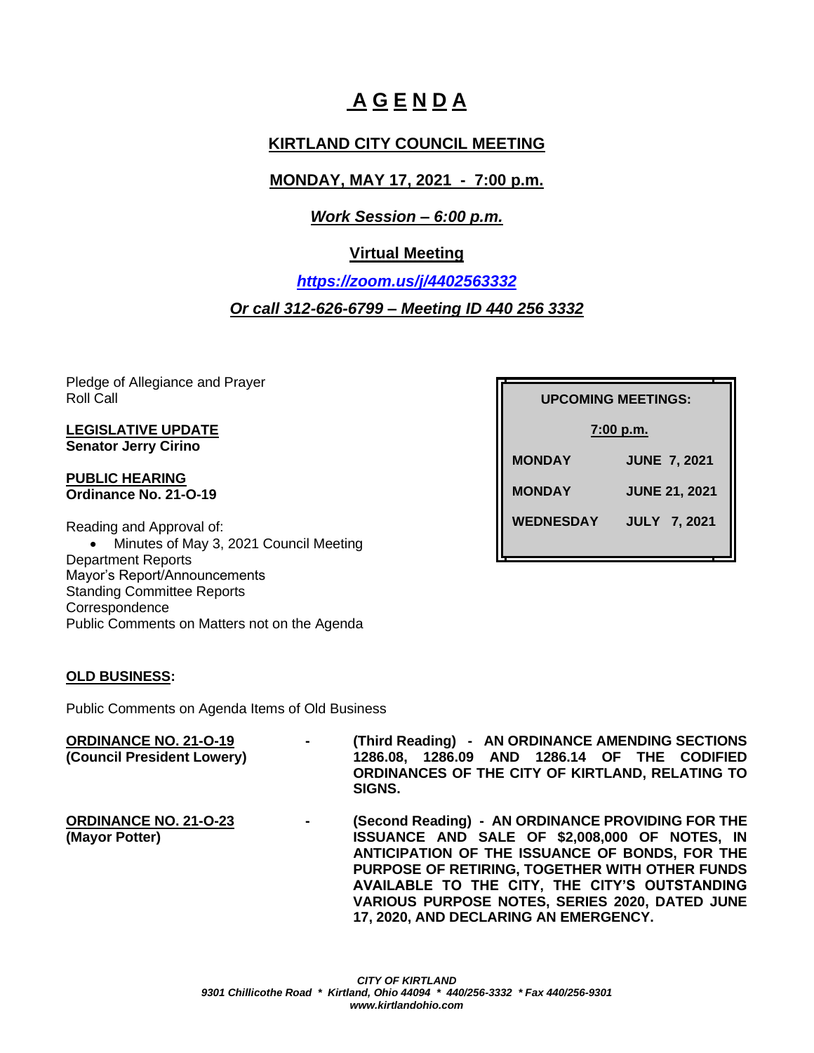# A G E N D A

## KIRTLAND CITY COUNCIL MEETING

## MONDAY, MAY 17, 2021 - 7:00 p.m.

***Work Session – 6:00 p.m.***

**Virtual Meeting**

***https://zoom.us/j/4402563332***

***Or call 312-626-6799 – Meeting ID 440 256 3332***

| UPCOMING MEETINGS: | |
|---|---|
| 7:00 p.m. | |
| MONDAY | JUNE 7, 2021 |
| MONDAY | JUNE 21, 2021 |
| WEDNESDAY | JULY 7, 2021 |

Pledge of Allegiance and Prayer
Roll Call

**LEGISLATIVE UPDATE**
**Senator Jerry Cirino**

**PUBLIC HEARING**
**Ordinance No. 21-O-19**

Reading and Approval of:

- Minutes of May 3, 2021 Council Meeting

Department Reports
Mayor's Report/Announcements
Standing Committee Reports
Correspondence
Public Comments on Matters not on the Agenda

**OLD BUSINESS:**

Public Comments on Agenda Items of Old Business

**ORDINANCE NO. 21-O-19** **(Council President Lowery)** - **(Third Reading) - AN ORDINANCE AMENDING SECTIONS 1286.08, 1286.09 AND 1286.14 OF THE CODIFIED ORDINANCES OF THE CITY OF KIRTLAND, RELATING TO SIGNS.**

**ORDINANCE NO. 21-O-23** **(Mayor Potter)** - **(Second Reading) - AN ORDINANCE PROVIDING FOR THE ISSUANCE AND SALE OF $2,008,000 OF NOTES, IN ANTICIPATION OF THE ISSUANCE OF BONDS, FOR THE PURPOSE OF RETIRING, TOGETHER WITH OTHER FUNDS AVAILABLE TO THE CITY, THE CITY'S OUTSTANDING VARIOUS PURPOSE NOTES, SERIES 2020, DATED JUNE 17, 2020, AND DECLARING AN EMERGENCY.**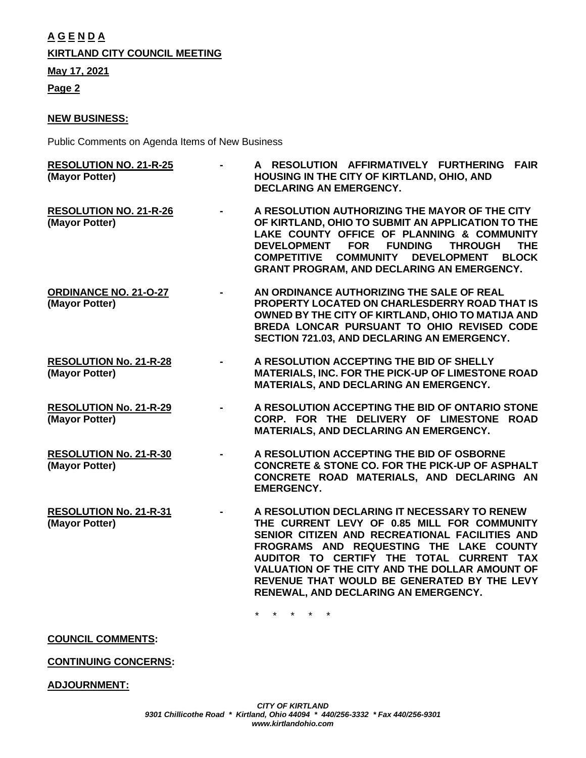**NEW BUSINESS:**

Public Comments on Agenda Items of New Business

**RESOLUTION NO. 21-R-25** **(Mayor Potter)** - **A RESOLUTION AFFIRMATIVELY FURTHERING FAIR HOUSING IN THE CITY OF KIRTLAND, OHIO, AND DECLARING AN EMERGENCY.**

**RESOLUTION NO. 21-R-26** **(Mayor Potter)** - **A RESOLUTION AUTHORIZING THE MAYOR OF THE CITY OF KIRTLAND, OHIO TO SUBMIT AN APPLICATION TO THE LAKE COUNTY OFFICE OF PLANNING & COMMUNITY DEVELOPMENT FOR FUNDING THROUGH THE COMPETITIVE COMMUNITY DEVELOPMENT BLOCK GRANT PROGRAM, AND DECLARING AN EMERGENCY.**

**ORDINANCE NO. 21-O-27** **(Mayor Potter)** - **AN ORDINANCE AUTHORIZING THE SALE OF REAL PROPERTY LOCATED ON CHARLESDERRY ROAD THAT IS OWNED BY THE CITY OF KIRTLAND, OHIO TO MATIJA AND BREDA LONCAR PURSUANT TO OHIO REVISED CODE SECTION 721.03, AND DECLARING AN EMERGENCY.**

**RESOLUTION No. 21-R-28** **(Mayor Potter)** - **A RESOLUTION ACCEPTING THE BID OF SHELLY MATERIALS, INC. FOR THE PICK-UP OF LIMESTONE ROAD MATERIALS, AND DECLARING AN EMERGENCY.**

**RESOLUTION No. 21-R-29** **(Mayor Potter)** - **A RESOLUTION ACCEPTING THE BID OF ONTARIO STONE CORP. FOR THE DELIVERY OF LIMESTONE ROAD MATERIALS, AND DECLARING AN EMERGENCY.**

**RESOLUTION No. 21-R-30** **(Mayor Potter)** - **A RESOLUTION ACCEPTING THE BID OF OSBORNE CONCRETE & STONE CO. FOR THE PICK-UP OF ASPHALT CONCRETE ROAD MATERIALS, AND DECLARING AN EMERGENCY.**

**RESOLUTION No. 21-R-31** **(Mayor Potter)** - **A RESOLUTION DECLARING IT NECESSARY TO RENEW THE CURRENT LEVY OF 0.85 MILL FOR COMMUNITY SENIOR CITIZEN AND RECREATIONAL FACILITIES AND FROGRAMS AND REQUESTING THE LAKE COUNTY AUDITOR TO CERTIFY THE TOTAL CURRENT TAX VALUATION OF THE CITY AND THE DOLLAR AMOUNT OF REVENUE THAT WOULD BE GENERATED BY THE LEVY RENEWAL, AND DECLARING AN EMERGENCY.**

\* \* \* \* \*

**COUNCIL COMMENTS:**

**CONTINUING CONCERNS:**

**ADJOURNMENT:**